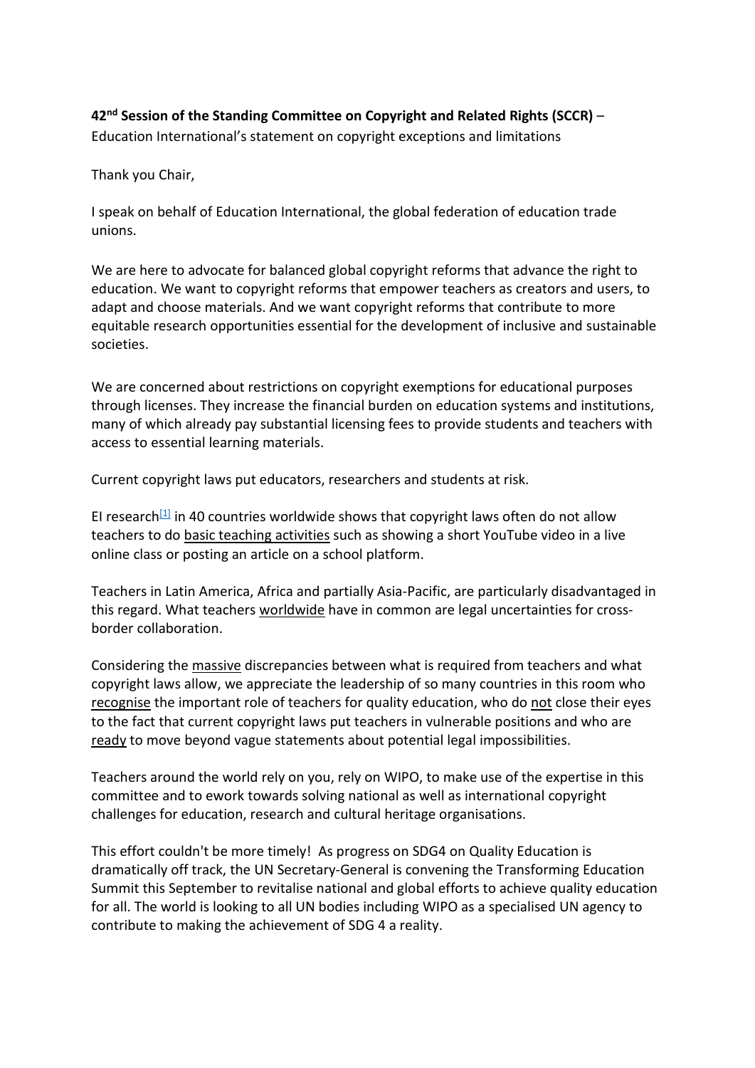**42nd Session of the Standing Committee on Copyright and Related Rights (SCCR)** – Education International's statement on copyright exceptions and limitations

Thank you Chair,

I speak on behalf of Education International, the global federation of education trade unions.

We are here to advocate for balanced global copyright reforms that advance the right to education. We want to copyright reforms that empower teachers as creators and users, to adapt and choose materials. And we want copyright reforms that contribute to more equitable research opportunities essential for the development of inclusive and sustainable societies.

We are concerned about restrictions on copyright exemptions for educational purposes through licenses. They increase the financial burden on education systems and institutions, many of which already pay substantial licensing fees to provide students and teachers with access to essential learning materials.

Current copyright laws put educators, researchers and students at risk.

EI research[1] in 40 countries worldwide shows that copyright laws often do not allow teachers to do basic teaching activities such as showing a short YouTube video in a live online class or posting an article on a school platform.

Teachers in Latin America, Africa and partially Asia-Pacific, are particularly disadvantaged in this regard. What teachers worldwide have in common are legal uncertainties for cross-border collaboration.

Considering the massive discrepancies between what is required from teachers and what copyright laws allow, we appreciate the leadership of so many countries in this room who recognise the important role of teachers for quality education, who do not close their eyes to the fact that current copyright laws put teachers in vulnerable positions and who are ready to move beyond vague statements about potential legal impossibilities.

Teachers around the world rely on you, rely on WIPO, to make use of the expertise in this committee and to ework towards solving national as well as international copyright challenges for education, research and cultural heritage organisations.

This effort couldn't be more timely! As progress on SDG4 on Quality Education is dramatically off track, the UN Secretary-General is convening the Transforming Education Summit this September to revitalise national and global efforts to achieve quality education for all. The world is looking to all UN bodies including WIPO as a specialised UN agency to contribute to making the achievement of SDG 4 a reality.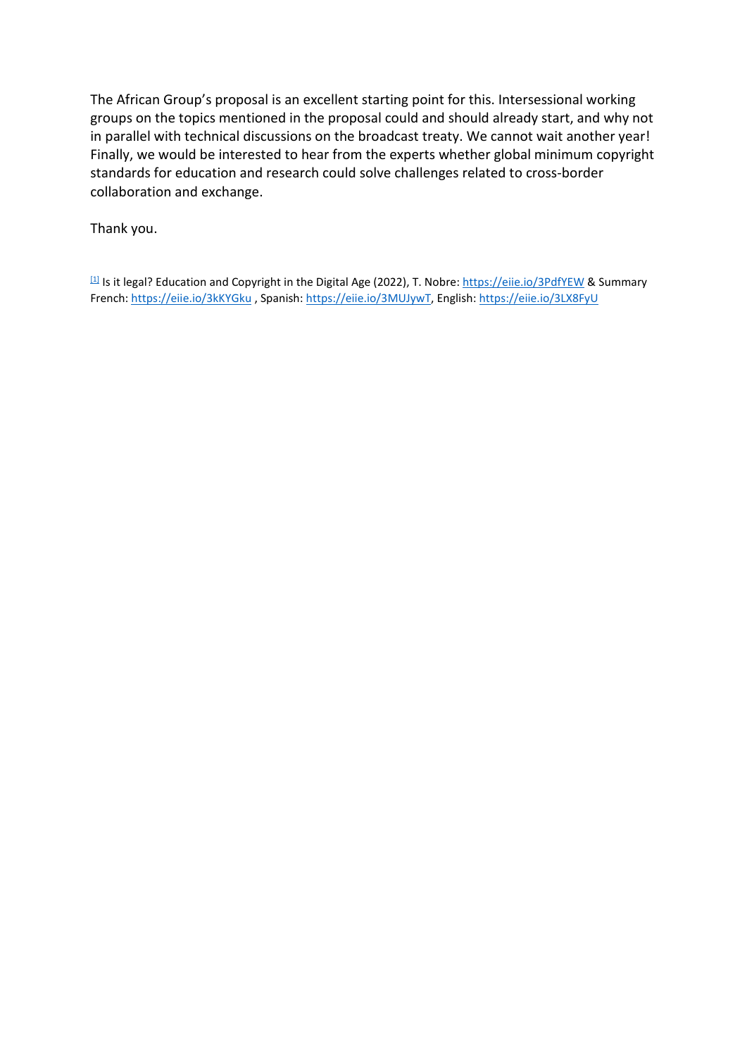The African Group's proposal is an excellent starting point for this. Intersessional working groups on the topics mentioned in the proposal could and should already start, and why not in parallel with technical discussions on the broadcast treaty. We cannot wait another year! Finally, we would be interested to hear from the experts whether global minimum copyright standards for education and research could solve challenges related to cross-border collaboration and exchange.

Thank you.

[1] Is it legal? Education and Copyright in the Digital Age (2022), T. Nobre: https://eiie.io/3PdfYEW & Summary French: https://eiie.io/3kKYGku , Spanish: https://eiie.io/3MUJywT, English: https://eiie.io/3LX8FyU